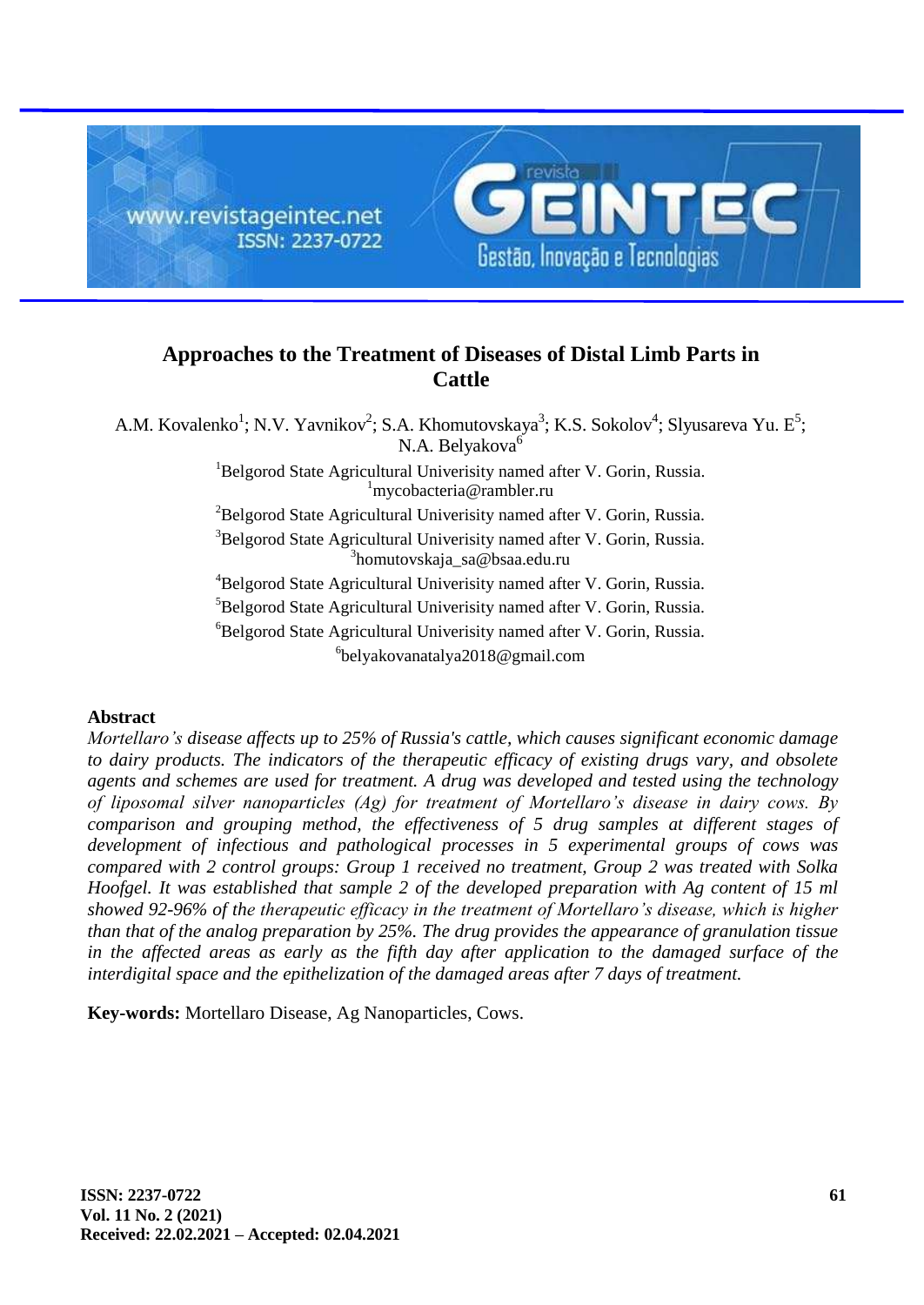# Approaches to the Treatment of Diseases of Distal Limb Parts in Cattle

A.M. Kovalenko[1]; N.V. Yavnikov[2]; S.A. Khomutovskaya[3]; K.S. Sokolov[4]; Slyusareva Yu. E[5]; N.A. Belyakova[6]

[1]Belgorod State Agricultural Univerisity named after V. Gorin, Russia.
[1]mycobacteria@rambler.ru

[2]Belgorod State Agricultural Univerisity named after V. Gorin, Russia.

[3]Belgorod State Agricultural Univerisity named after V. Gorin, Russia.
[3]homutovskaja_sa@bsaa.edu.ru

[4]Belgorod State Agricultural Univerisity named after V. Gorin, Russia.

[5]Belgorod State Agricultural Univerisity named after V. Gorin, Russia.

[6]Belgorod State Agricultural Univerisity named after V. Gorin, Russia.
[6]belyakovanatalya2018@gmail.com

## Abstract

*Mortellaro's disease affects up to 25% of Russia's cattle, which causes significant economic damage to dairy products. The indicators of the therapeutic efficacy of existing drugs vary, and obsolete agents and schemes are used for treatment. A drug was developed and tested using the technology of liposomal silver nanoparticles (Ag) for treatment of Mortellaro's disease in dairy cows. By comparison and grouping method, the effectiveness of 5 drug samples at different stages of development of infectious and pathological processes in 5 experimental groups of cows was compared with 2 control groups: Group 1 received no treatment, Group 2 was treated with Solka Hoofgel. It was established that sample 2 of the developed preparation with Ag content of 15 ml showed 92-96% of the therapeutic efficacy in the treatment of Mortellaro's disease, which is higher than that of the analog preparation by 25%. The drug provides the appearance of granulation tissue in the affected areas as early as the fifth day after application to the damaged surface of the interdigital space and the epithelization of the damaged areas after 7 days of treatment.*

**Key-words:** Mortellaro Disease, Ag Nanoparticles, Cows.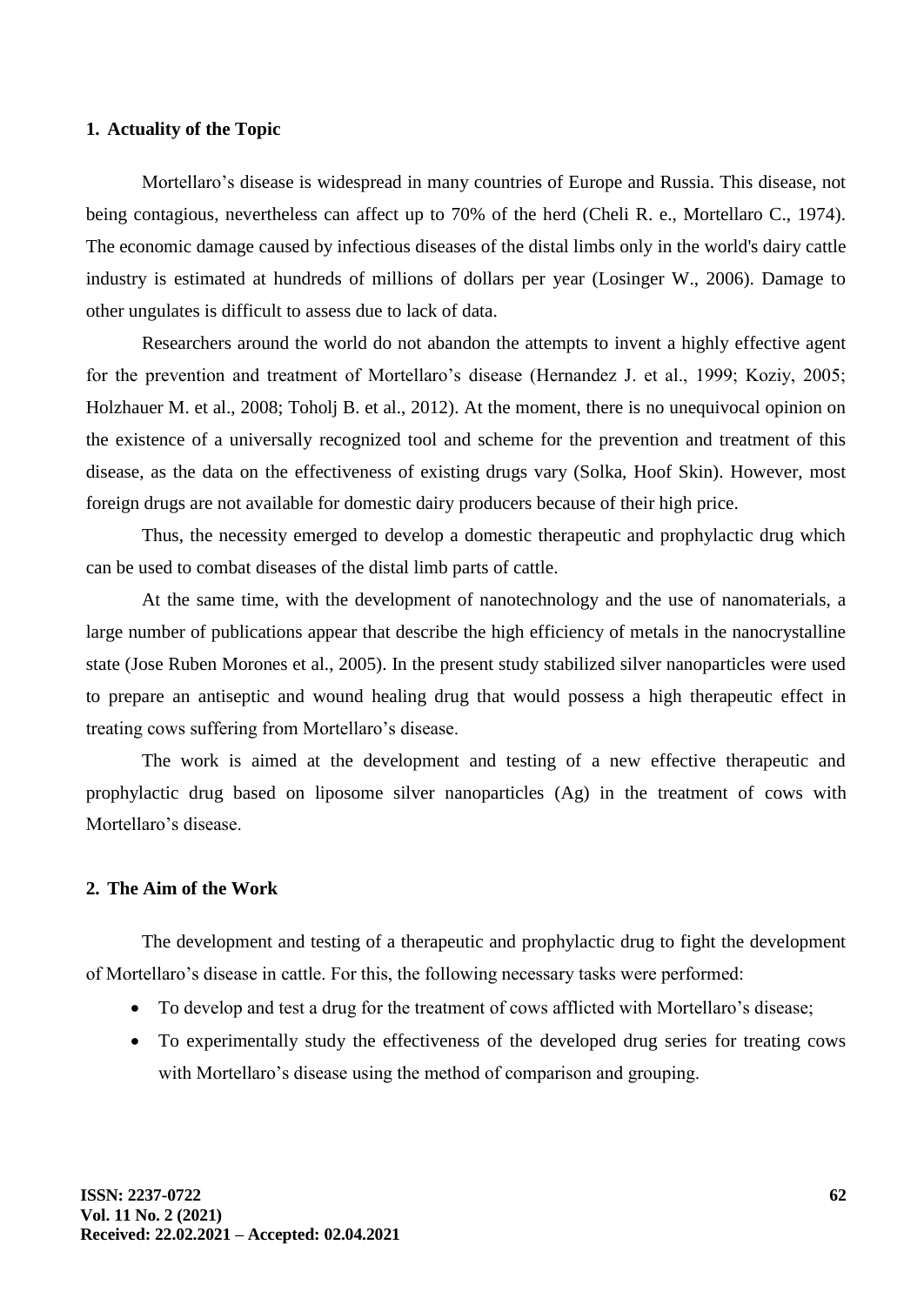## 1. Actuality of the Topic

Mortellaro's disease is widespread in many countries of Europe and Russia. This disease, not being contagious, nevertheless can affect up to 70% of the herd (Cheli R. e., Mortellaro C., 1974). The economic damage caused by infectious diseases of the distal limbs only in the world's dairy cattle industry is estimated at hundreds of millions of dollars per year (Losinger W., 2006). Damage to other ungulates is difficult to assess due to lack of data.

Researchers around the world do not abandon the attempts to invent a highly effective agent for the prevention and treatment of Mortellaro's disease (Hernandez J. et al., 1999; Koziy, 2005; Holzhauer M. et al., 2008; Toholj B. et al., 2012). At the moment, there is no unequivocal opinion on the existence of a universally recognized tool and scheme for the prevention and treatment of this disease, as the data on the effectiveness of existing drugs vary (Solka, Hoof Skin). However, most foreign drugs are not available for domestic dairy producers because of their high price.

Thus, the necessity emerged to develop a domestic therapeutic and prophylactic drug which can be used to combat diseases of the distal limb parts of cattle.

At the same time, with the development of nanotechnology and the use of nanomaterials, a large number of publications appear that describe the high efficiency of metals in the nanocrystalline state (Jose Ruben Morones et al., 2005). In the present study stabilized silver nanoparticles were used to prepare an antiseptic and wound healing drug that would possess a high therapeutic effect in treating cows suffering from Mortellaro's disease.

The work is aimed at the development and testing of a new effective therapeutic and prophylactic drug based on liposome silver nanoparticles (Ag) in the treatment of cows with Mortellaro's disease.

## 2. The Aim of the Work

The development and testing of a therapeutic and prophylactic drug to fight the development of Mortellaro's disease in cattle. For this, the following necessary tasks were performed:

- To develop and test a drug for the treatment of cows afflicted with Mortellaro's disease;
- To experimentally study the effectiveness of the developed drug series for treating cows with Mortellaro's disease using the method of comparison and grouping.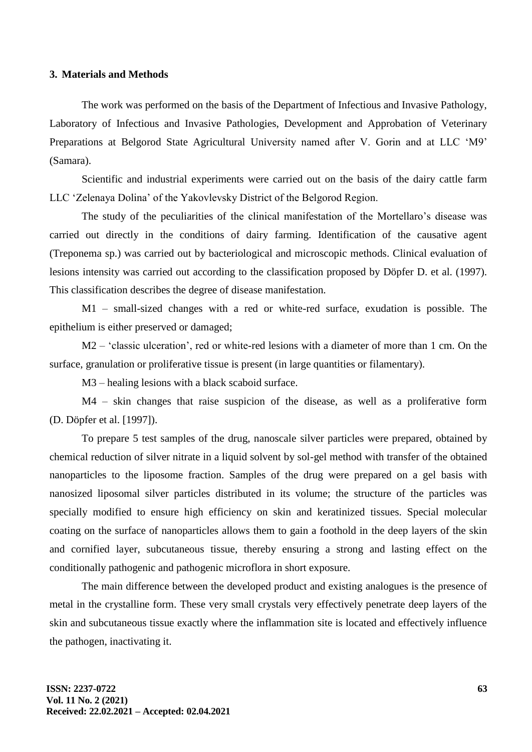## 3. Materials and Methods

The work was performed on the basis of the Department of Infectious and Invasive Pathology, Laboratory of Infectious and Invasive Pathologies, Development and Approbation of Veterinary Preparations at Belgorod State Agricultural University named after V. Gorin and at LLC 'M9' (Samara).

Scientific and industrial experiments were carried out on the basis of the dairy cattle farm LLC 'Zelenaya Dolina' of the Yakovlevsky District of the Belgorod Region.

The study of the peculiarities of the clinical manifestation of the Mortellaro's disease was carried out directly in the conditions of dairy farming. Identification of the causative agent (Treponema sp.) was carried out by bacteriological and microscopic methods. Clinical evaluation of lesions intensity was carried out according to the classification proposed by Döpfer D. et al. (1997). This classification describes the degree of disease manifestation.

M1 – small-sized changes with a red or white-red surface, exudation is possible. The epithelium is either preserved or damaged;

M2 – 'classic ulceration', red or white-red lesions with a diameter of more than 1 cm. On the surface, granulation or proliferative tissue is present (in large quantities or filamentary).

M3 – healing lesions with a black scaboid surface.

M4 – skin changes that raise suspicion of the disease, as well as a proliferative form (D. Döpfer et al. [1997]).

To prepare 5 test samples of the drug, nanoscale silver particles were prepared, obtained by chemical reduction of silver nitrate in a liquid solvent by sol-gel method with transfer of the obtained nanoparticles to the liposome fraction. Samples of the drug were prepared on a gel basis with nanosized liposomal silver particles distributed in its volume; the structure of the particles was specially modified to ensure high efficiency on skin and keratinized tissues. Special molecular coating on the surface of nanoparticles allows them to gain a foothold in the deep layers of the skin and cornified layer, subcutaneous tissue, thereby ensuring a strong and lasting effect on the conditionally pathogenic and pathogenic microflora in short exposure.

The main difference between the developed product and existing analogues is the presence of metal in the crystalline form. These very small crystals very effectively penetrate deep layers of the skin and subcutaneous tissue exactly where the inflammation site is located and effectively influence the pathogen, inactivating it.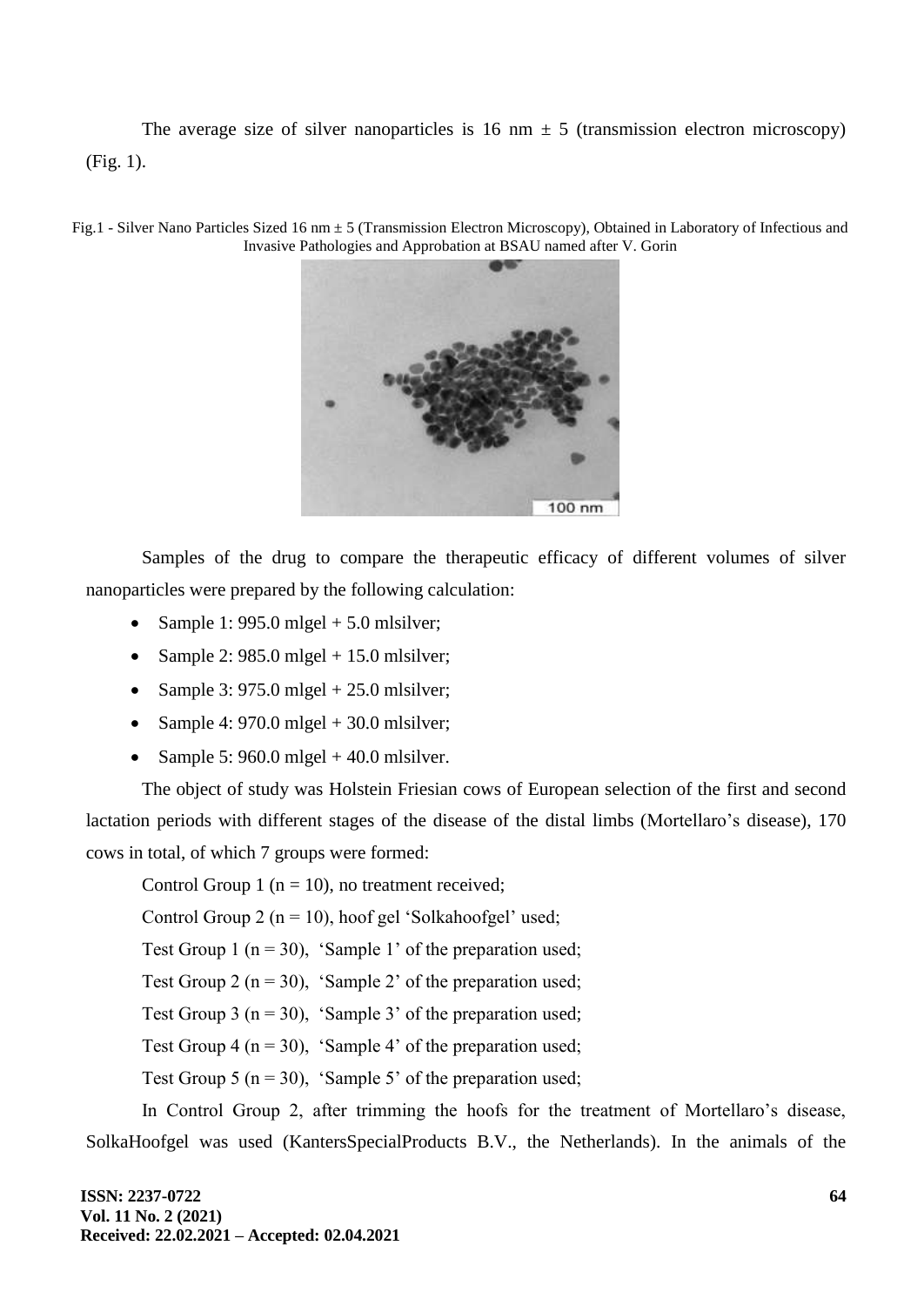The average size of silver nanoparticles is 16 nm ± 5 (transmission electron microscopy) (Fig. 1).

Fig.1 - Silver Nano Particles Sized 16 nm ± 5 (Transmission Electron Microscopy), Obtained in Laboratory of Infectious and Invasive Pathologies and Approbation at BSAU named after V. Gorin

Samples of the drug to compare the therapeutic efficacy of different volumes of silver nanoparticles were prepared by the following calculation:

- Sample 1: 995.0 mlgel + 5.0 mlsilver;
- Sample 2: 985.0 mlgel + 15.0 mlsilver;
- Sample 3: 975.0 mlgel + 25.0 mlsilver;
- Sample 4: 970.0 mlgel + 30.0 mlsilver;
- Sample 5: 960.0 mlgel + 40.0 mlsilver.

The object of study was Holstein Friesian cows of European selection of the first and second lactation periods with different stages of the disease of the distal limbs (Mortellaro's disease), 170 cows in total, of which 7 groups were formed:

Control Group 1 (n = 10), no treatment received;

Control Group 2 (n = 10), hoof gel 'Solkahoofgel' used;

Test Group 1 (n = 30), 'Sample 1' of the preparation used;

Test Group 2 (n = 30), 'Sample 2' of the preparation used;

Test Group 3 (n = 30), 'Sample 3' of the preparation used;

Test Group 4 (n = 30), 'Sample 4' of the preparation used;

Test Group 5 (n = 30), 'Sample 5' of the preparation used;

In Control Group 2, after trimming the hoofs for the treatment of Mortellaro's disease, SolkaHoofgel was used (KantersSpecialProducts B.V., the Netherlands). In the animals of the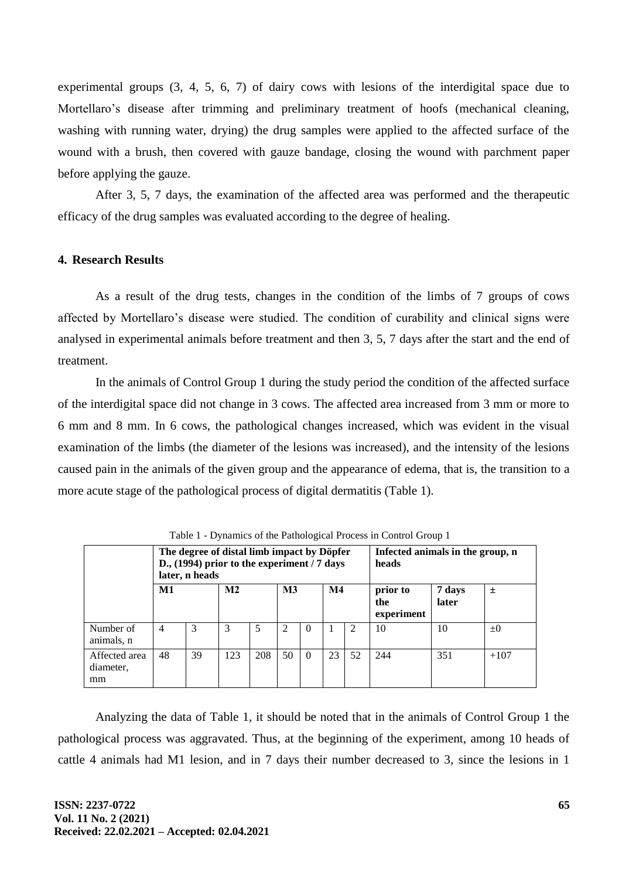experimental groups (3, 4, 5, 6, 7) of dairy cows with lesions of the interdigital space due to Mortellaro's disease after trimming and preliminary treatment of hoofs (mechanical cleaning, washing with running water, drying) the drug samples were applied to the affected surface of the wound with a brush, then covered with gauze bandage, closing the wound with parchment paper before applying the gauze.

After 3, 5, 7 days, the examination of the affected area was performed and the therapeutic efficacy of the drug samples was evaluated according to the degree of healing.

## 4. Research Results

As a result of the drug tests, changes in the condition of the limbs of 7 groups of cows affected by Mortellaro's disease were studied. The condition of curability and clinical signs were analysed in experimental animals before treatment and then 3, 5, 7 days after the start and the end of treatment.

In the animals of Control Group 1 during the study period the condition of the affected surface of the interdigital space did not change in 3 cows. The affected area increased from 3 mm or more to 6 mm and 8 mm. In 6 cows, the pathological changes increased, which was evident in the visual examination of the limbs (the diameter of the lesions was increased), and the intensity of the lesions caused pain in the animals of the given group and the appearance of edema, that is, the transition to a more acute stage of the pathological process of digital dermatitis (Table 1).

Table 1 - Dynamics of the Pathological Process in Control Group 1

| | **The degree of distal limb impact by Döpfer D., (1994) prior to the experiment / 7 days later, n heads** | | | | | | | | **Infected animals in the group, n heads** | | |
|---|---|---|---|---|---|---|---|---|---|---|---|
| | **M1** | | **M2** | | **M3** | | **M4** | | **prior to the experiment** | **7 days later** | **±** |
| Number of animals, n | 4 | 3 | 3 | 5 | 2 | 0 | 1 | 2 | 10 | 10 | ±0 |
| Affected area diameter, mm | 48 | 39 | 123 | 208 | 50 | 0 | 23 | 52 | 244 | 351 | +107 |

Analyzing the data of Table 1, it should be noted that in the animals of Control Group 1 the pathological process was aggravated. Thus, at the beginning of the experiment, among 10 heads of cattle 4 animals had M1 lesion, and in 7 days their number decreased to 3, since the lesions in 1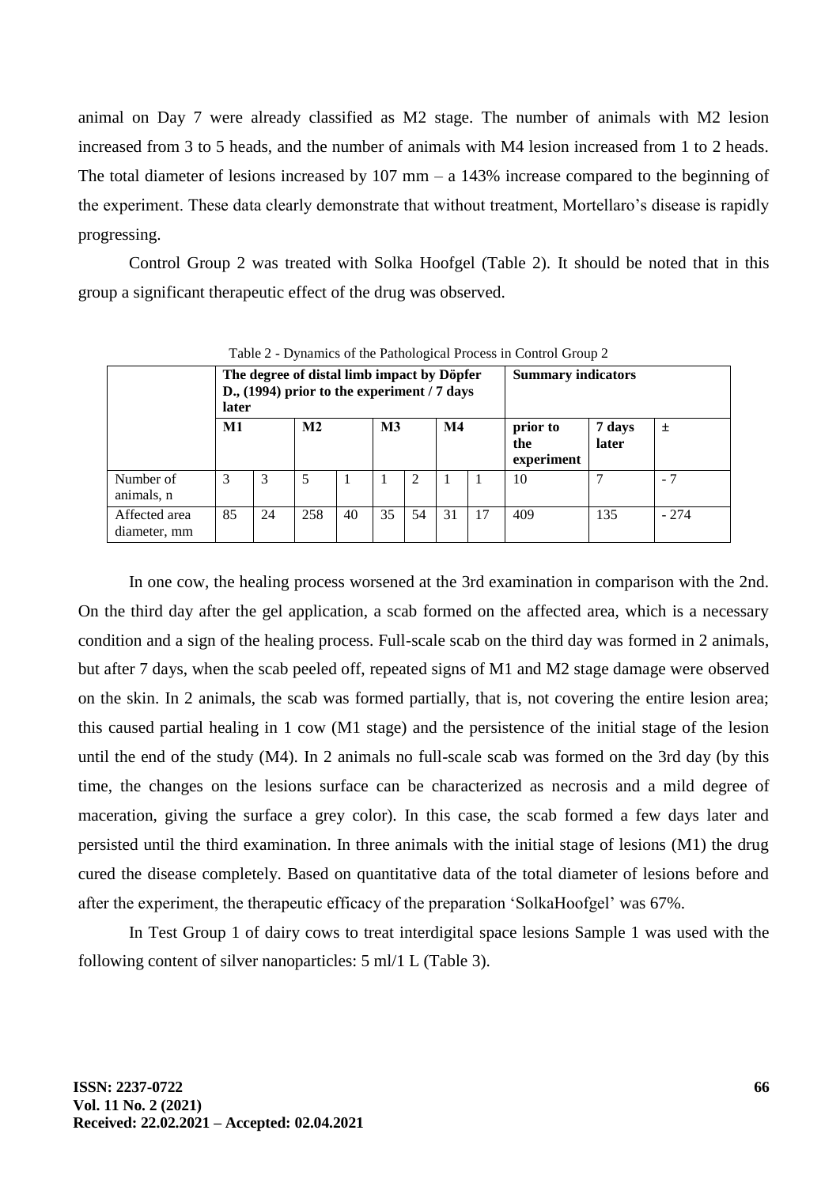animal on Day 7 were already classified as M2 stage. The number of animals with M2 lesion increased from 3 to 5 heads, and the number of animals with M4 lesion increased from 1 to 2 heads. The total diameter of lesions increased by 107 mm – a 143% increase compared to the beginning of the experiment. These data clearly demonstrate that without treatment, Mortellaro's disease is rapidly progressing.

Control Group 2 was treated with Solka Hoofgel (Table 2). It should be noted that in this group a significant therapeutic effect of the drug was observed.

Table 2 - Dynamics of the Pathological Process in Control Group 2

| | **The degree of distal limb impact by Döpfer D., (1994) prior to the experiment / 7 days later** | | | | | | | | **Summary indicators** | | |
|---|---|---|---|---|---|---|---|---|---|---|---|
| | **M1** | | **M2** | | **M3** | | **M4** | | **prior to the experiment** | **7 days later** | **±** |
| Number of animals, n | 3 | 3 | 5 | 1 | 1 | 2 | 1 | 1 | 10 | 7 | - 7 |
| Affected area diameter, mm | 85 | 24 | 258 | 40 | 35 | 54 | 31 | 17 | 409 | 135 | - 274 |

In one cow, the healing process worsened at the 3rd examination in comparison with the 2nd. On the third day after the gel application, a scab formed on the affected area, which is a necessary condition and a sign of the healing process. Full-scale scab on the third day was formed in 2 animals, but after 7 days, when the scab peeled off, repeated signs of M1 and M2 stage damage were observed on the skin. In 2 animals, the scab was formed partially, that is, not covering the entire lesion area; this caused partial healing in 1 cow (M1 stage) and the persistence of the initial stage of the lesion until the end of the study (M4). In 2 animals no full-scale scab was formed on the 3rd day (by this time, the changes on the lesions surface can be characterized as necrosis and a mild degree of maceration, giving the surface a grey color). In this case, the scab formed a few days later and persisted until the third examination. In three animals with the initial stage of lesions (M1) the drug cured the disease completely. Based on quantitative data of the total diameter of lesions before and after the experiment, the therapeutic efficacy of the preparation 'SolkaHoofgel' was 67%.

In Test Group 1 of dairy cows to treat interdigital space lesions Sample 1 was used with the following content of silver nanoparticles: 5 ml/1 L (Table 3).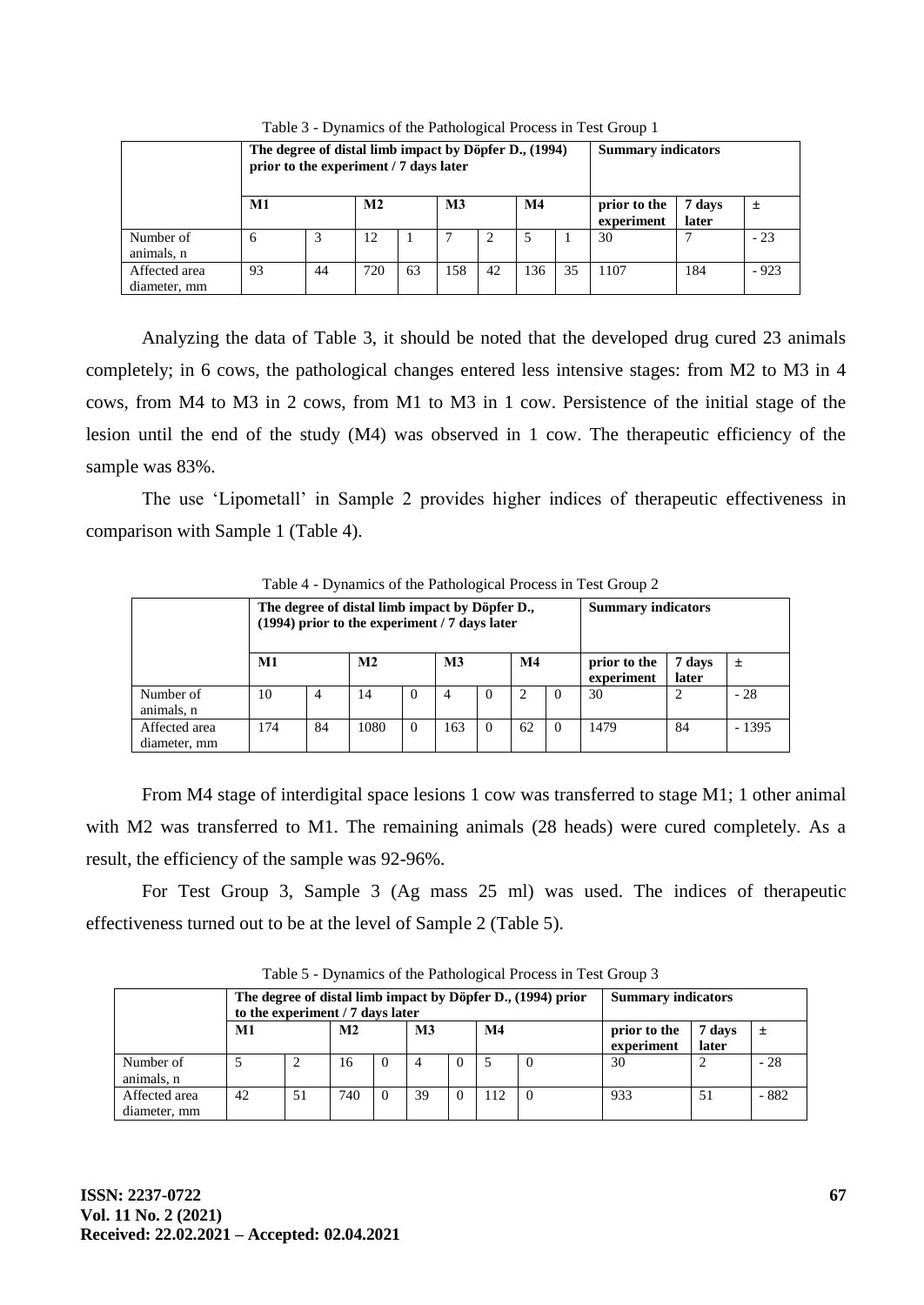Table 3 - Dynamics of the Pathological Process in Test Group 1

| | The degree of distal limb impact by Döpfer D., (1994) prior to the experiment / 7 days later | | | | | | | | Summary indicators | | |
|---|---|---|---|---|---|---|---|---|---|---|---|
| | M1 | | M2 | | M3 | | M4 | | prior to the experiment | 7 days later | ± |
| Number of animals, n | 6 | 3 | 12 | 1 | 7 | 2 | 5 | 1 | 30 | 7 | - 23 |
| Affected area diameter, mm | 93 | 44 | 720 | 63 | 158 | 42 | 136 | 35 | 1107 | 184 | - 923 |

Analyzing the data of Table 3, it should be noted that the developed drug cured 23 animals completely; in 6 cows, the pathological changes entered less intensive stages: from M2 to M3 in 4 cows, from M4 to M3 in 2 cows, from M1 to M3 in 1 cow. Persistence of the initial stage of the lesion until the end of the study (M4) was observed in 1 cow. The therapeutic efficiency of the sample was 83%.

The use 'Lipometall' in Sample 2 provides higher indices of therapeutic effectiveness in comparison with Sample 1 (Table 4).

Table 4 - Dynamics of the Pathological Process in Test Group 2

| | The degree of distal limb impact by Döpfer D., (1994) prior to the experiment / 7 days later | | | | | | | | Summary indicators | | |
|---|---|---|---|---|---|---|---|---|---|---|---|
| | M1 | | M2 | | M3 | | M4 | | prior to the experiment | 7 days later | ± |
| Number of animals, n | 10 | 4 | 14 | 0 | 4 | 0 | 2 | 0 | 30 | 2 | - 28 |
| Affected area diameter, mm | 174 | 84 | 1080 | 0 | 163 | 0 | 62 | 0 | 1479 | 84 | - 1395 |

From M4 stage of interdigital space lesions 1 cow was transferred to stage M1; 1 other animal with M2 was transferred to M1. The remaining animals (28 heads) were cured completely. As a result, the efficiency of the sample was 92-96%.

For Test Group 3, Sample 3 (Ag mass 25 ml) was used. The indices of therapeutic effectiveness turned out to be at the level of Sample 2 (Table 5).

Table 5 - Dynamics of the Pathological Process in Test Group 3

| | The degree of distal limb impact by Döpfer D., (1994) prior to the experiment / 7 days later | | | | | | | | Summary indicators | | |
|---|---|---|---|---|---|---|---|---|---|---|---|
| | M1 | | M2 | | M3 | | M4 | | prior to the experiment | 7 days later | ± |
| Number of animals, n | 5 | 2 | 16 | 0 | 4 | 0 | 5 | 0 | 30 | 2 | - 28 |
| Affected area diameter, mm | 42 | 51 | 740 | 0 | 39 | 0 | 112 | 0 | 933 | 51 | - 882 |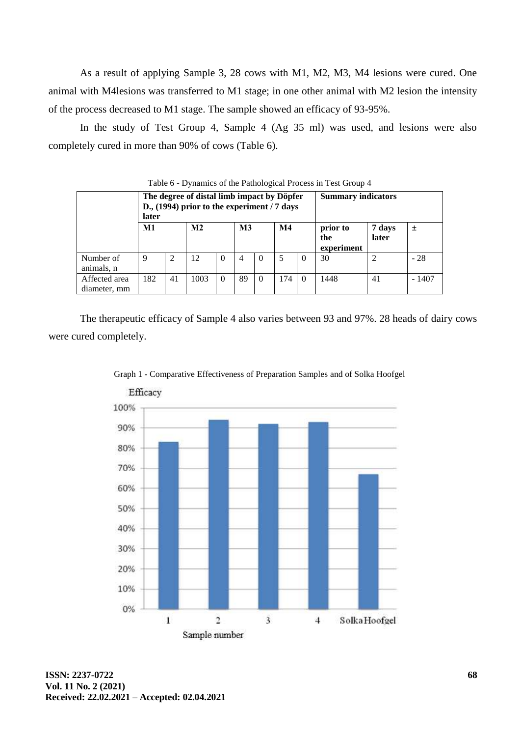As a result of applying Sample 3, 28 cows with M1, M2, M3, M4 lesions were cured. One animal with M4lesions was transferred to M1 stage; in one other animal with M2 lesion the intensity of the process decreased to M1 stage. The sample showed an efficacy of 93-95%.

In the study of Test Group 4, Sample 4 (Ag 35 ml) was used, and lesions were also completely cured in more than 90% of cows (Table 6).

Table 6 - Dynamics of the Pathological Process in Test Group 4

| | The degree of distal limb impact by Döpfer D., (1994) prior to the experiment / 7 days later | | | | | | | | Summary indicators | | |
|---|---|---|---|---|---|---|---|---|---|---|---|
| | M1 | | M2 | | M3 | | M4 | | prior to the experiment | 7 days later | ± |
| Number of animals, n | 9 | 2 | 12 | 0 | 4 | 0 | 5 | 0 | 30 | 2 | - 28 |
| Affected area diameter, mm | 182 | 41 | 1003 | 0 | 89 | 0 | 174 | 0 | 1448 | 41 | - 1407 |

The therapeutic efficacy of Sample 4 also varies between 93 and 97%. 28 heads of dairy cows were cured completely.

Graph 1 - Comparative Effectiveness of Preparation Samples and of Solka Hoofgel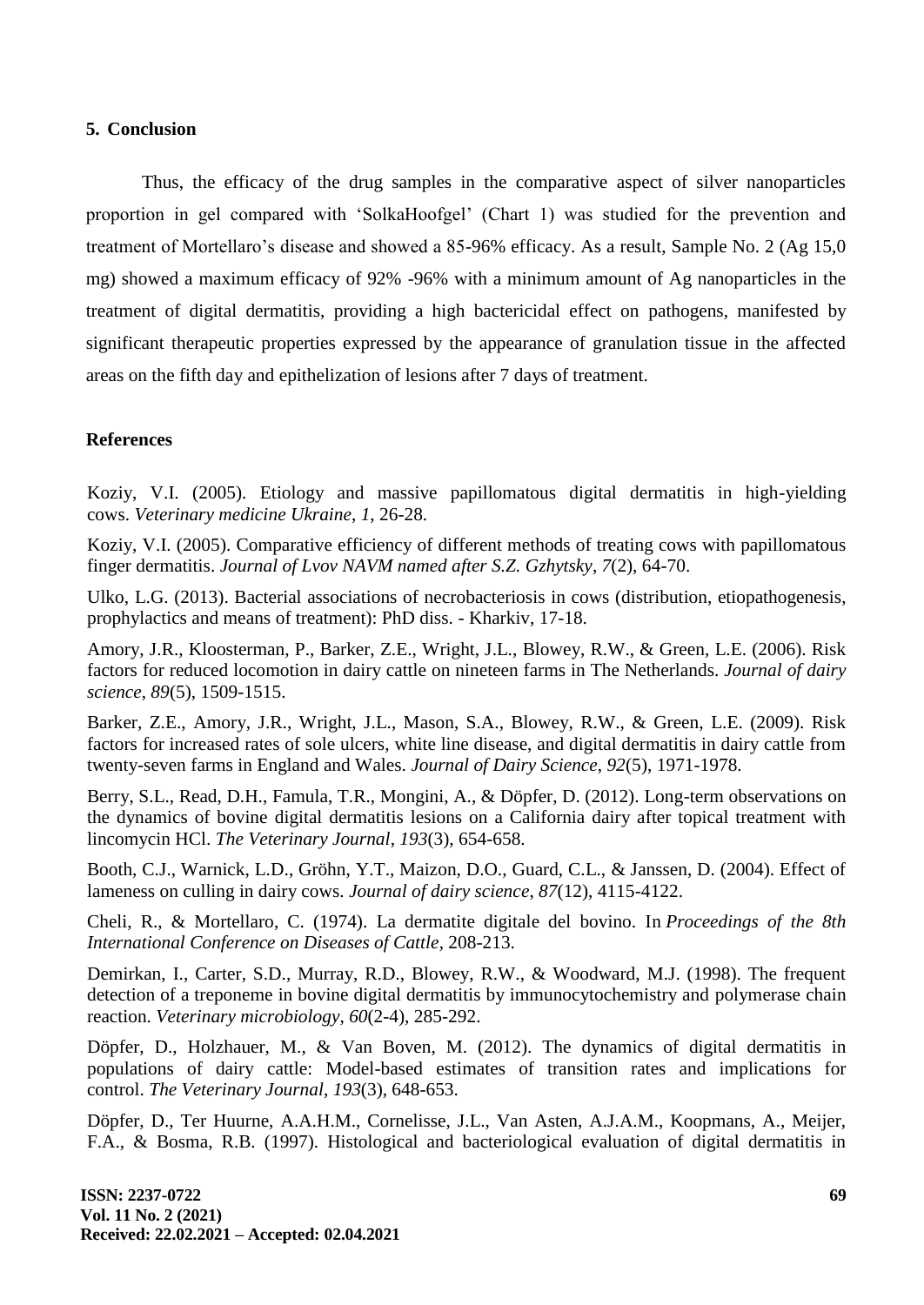## 5. Conclusion

Thus, the efficacy of the drug samples in the comparative aspect of silver nanoparticles proportion in gel compared with 'SolkaHoofgel' (Chart 1) was studied for the prevention and treatment of Mortellaro's disease and showed a 85-96% efficacy. As a result, Sample No. 2 (Ag 15,0 mg) showed a maximum efficacy of 92% -96% with a minimum amount of Ag nanoparticles in the treatment of digital dermatitis, providing a high bactericidal effect on pathogens, manifested by significant therapeutic properties expressed by the appearance of granulation tissue in the affected areas on the fifth day and epithelization of lesions after 7 days of treatment.

## References

Koziy, V.I. (2005). Etiology and massive papillomatous digital dermatitis in high-yielding cows. *Veterinary medicine Ukraine*, *1*, 26-28.

Koziy, V.I. (2005). Comparative efficiency of different methods of treating cows with papillomatous finger dermatitis. *Journal of Lvov NAVM named after S.Z. Gzhytsky*, *7*(2), 64-70.

Ulko, L.G. (2013). Bacterial associations of necrobacteriosis in cows (distribution, etiopathogenesis, prophylactics and means of treatment): PhD diss. - Kharkiv, 17-18.

Amory, J.R., Kloosterman, P., Barker, Z.E., Wright, J.L., Blowey, R.W., & Green, L.E. (2006). Risk factors for reduced locomotion in dairy cattle on nineteen farms in The Netherlands. *Journal of dairy science*, *89*(5), 1509-1515.

Barker, Z.E., Amory, J.R., Wright, J.L., Mason, S.A., Blowey, R.W., & Green, L.E. (2009). Risk factors for increased rates of sole ulcers, white line disease, and digital dermatitis in dairy cattle from twenty-seven farms in England and Wales. *Journal of Dairy Science*, *92*(5), 1971-1978.

Berry, S.L., Read, D.H., Famula, T.R., Mongini, A., & Döpfer, D. (2012). Long-term observations on the dynamics of bovine digital dermatitis lesions on a California dairy after topical treatment with lincomycin HCl. *The Veterinary Journal*, *193*(3), 654-658.

Booth, C.J., Warnick, L.D., Gröhn, Y.T., Maizon, D.O., Guard, C.L., & Janssen, D. (2004). Effect of lameness on culling in dairy cows. *Journal of dairy science*, *87*(12), 4115-4122.

Cheli, R., & Mortellaro, C. (1974). La dermatite digitale del bovino. In *Proceedings of the 8th International Conference on Diseases of Cattle*, 208-213.

Demirkan, I., Carter, S.D., Murray, R.D., Blowey, R.W., & Woodward, M.J. (1998). The frequent detection of a treponeme in bovine digital dermatitis by immunocytochemistry and polymerase chain reaction. *Veterinary microbiology*, *60*(2-4), 285-292.

Döpfer, D., Holzhauer, M., & Van Boven, M. (2012). The dynamics of digital dermatitis in populations of dairy cattle: Model-based estimates of transition rates and implications for control. *The Veterinary Journal*, *193*(3), 648-653.

Döpfer, D., Ter Huurne, A.A.H.M., Cornelisse, J.L., Van Asten, A.J.A.M., Koopmans, A., Meijer, F.A., & Bosma, R.B. (1997). Histological and bacteriological evaluation of digital dermatitis in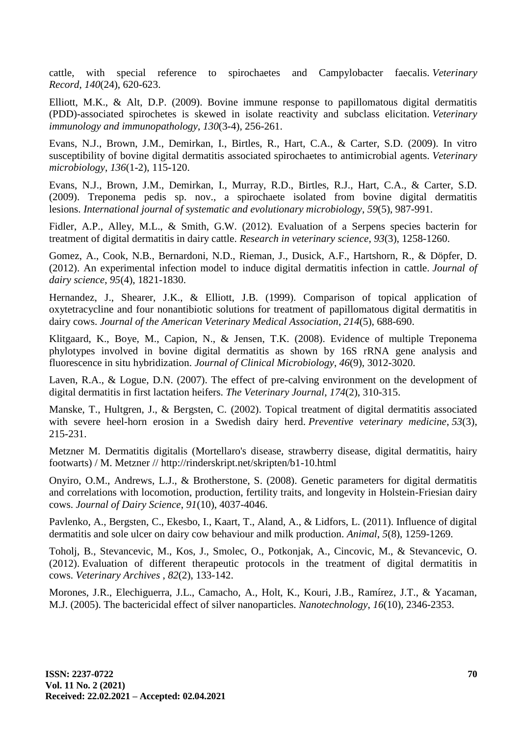cattle, with special reference to spirochaetes and Campylobacter faecalis. *Veterinary Record*, *140*(24), 620-623.

Elliott, M.K., & Alt, D.P. (2009). Bovine immune response to papillomatous digital dermatitis (PDD)-associated spirochetes is skewed in isolate reactivity and subclass elicitation. *Veterinary immunology and immunopathology*, *130*(3-4), 256-261.

Evans, N.J., Brown, J.M., Demirkan, I., Birtles, R., Hart, C.A., & Carter, S.D. (2009). In vitro susceptibility of bovine digital dermatitis associated spirochaetes to antimicrobial agents. *Veterinary microbiology*, *136*(1-2), 115-120.

Evans, N.J., Brown, J.M., Demirkan, I., Murray, R.D., Birtles, R.J., Hart, C.A., & Carter, S.D. (2009). Treponema pedis sp. nov., a spirochaete isolated from bovine digital dermatitis lesions. *International journal of systematic and evolutionary microbiology*, *59*(5), 987-991.

Fidler, A.P., Alley, M.L., & Smith, G.W. (2012). Evaluation of a Serpens species bacterin for treatment of digital dermatitis in dairy cattle. *Research in veterinary science*, *93*(3), 1258-1260.

Gomez, A., Cook, N.B., Bernardoni, N.D., Rieman, J., Dusick, A.F., Hartshorn, R., & Döpfer, D. (2012). An experimental infection model to induce digital dermatitis infection in cattle. *Journal of dairy science*, *95*(4), 1821-1830.

Hernandez, J., Shearer, J.K., & Elliott, J.B. (1999). Comparison of topical application of oxytetracycline and four nonantibiotic solutions for treatment of papillomatous digital dermatitis in dairy cows. *Journal of the American Veterinary Medical Association*, *214*(5), 688-690.

Klitgaard, K., Boye, M., Capion, N., & Jensen, T.K. (2008). Evidence of multiple Treponema phylotypes involved in bovine digital dermatitis as shown by 16S rRNA gene analysis and fluorescence in situ hybridization. *Journal of Clinical Microbiology*, *46*(9), 3012-3020.

Laven, R.A., & Logue, D.N. (2007). The effect of pre-calving environment on the development of digital dermatitis in first lactation heifers. *The Veterinary Journal*, *174*(2), 310-315.

Manske, T., Hultgren, J., & Bergsten, C. (2002). Topical treatment of digital dermatitis associated with severe heel-horn erosion in a Swedish dairy herd. *Preventive veterinary medicine*, *53*(3), 215-231.

Metzner M. Dermatitis digitalis (Mortellaro's disease, strawberry disease, digital dermatitis, hairy footwarts) / M. Metzner // http://rinderskript.net/skripten/b1-10.html

Onyiro, O.M., Andrews, L.J., & Brotherstone, S. (2008). Genetic parameters for digital dermatitis and correlations with locomotion, production, fertility traits, and longevity in Holstein-Friesian dairy cows. *Journal of Dairy Science*, *91*(10), 4037-4046.

Pavlenko, A., Bergsten, C., Ekesbo, I., Kaart, T., Aland, A., & Lidfors, L. (2011). Influence of digital dermatitis and sole ulcer on dairy cow behaviour and milk production. *Animal*, *5*(8), 1259-1269.

Toholj, B., Stevancevic, M., Kos, J., Smolec, O., Potkonjak, A., Cincovic, M., & Stevancevic, O. (2012). Evaluation of different therapeutic protocols in the treatment of digital dermatitis in cows. *Veterinary Archives* , *82*(2), 133-142.

Morones, J.R., Elechiguerra, J.L., Camacho, A., Holt, K., Kouri, J.B., Ramírez, J.T., & Yacaman, M.J. (2005). The bactericidal effect of silver nanoparticles. *Nanotechnology*, *16*(10), 2346-2353.

**ISSN: 2237-0722**
**Vol. 11 No. 2 (2021)**
**Received: 22.02.2021 – Accepted: 02.04.2021**